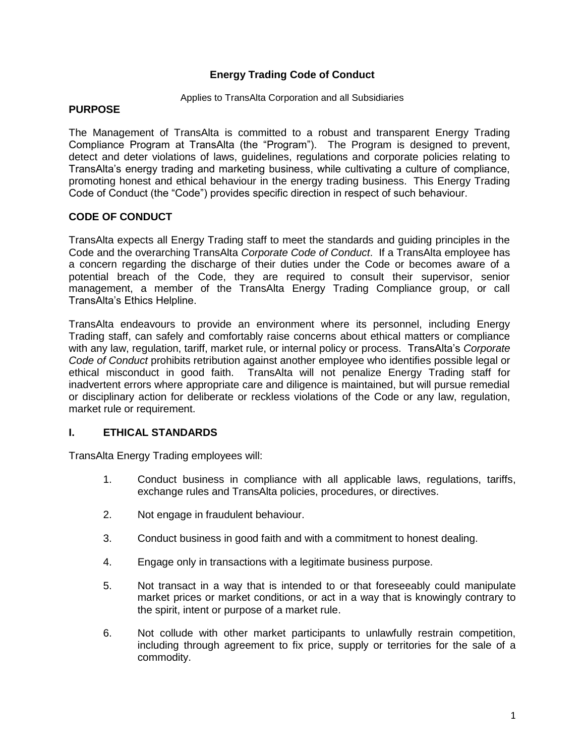# Energy Trading Code of Conduct

Applies to TransAlta Corporation and all Subsidiaries

## PURPOSE

The Management of TransAlta is committed to a robust and transparent Energy Trading Compliance Program at TransAlta (the "Program"). The Program is designed to prevent, detect and deter violations of laws, guidelines, regulations and corporate policies relating to TransAlta's energy trading and marketing business, while cultivating a culture of compliance, promoting honest and ethical behaviour in the energy trading business. This Energy Trading Code of Conduct (the "Code") provides specific direction in respect of such behaviour.

## CODE OF CONDUCT

TransAlta expects all Energy Trading staff to meet the standards and guiding principles in the Code and the overarching TransAlta *Corporate Code of Conduct*. If a TransAlta employee has a concern regarding the discharge of their duties under the Code or becomes aware of a potential breach of the Code, they are required to consult their supervisor, senior management, a member of the TransAlta Energy Trading Compliance group, or call TransAlta's Ethics Helpline.

TransAlta endeavours to provide an environment where its personnel, including Energy Trading staff, can safely and comfortably raise concerns about ethical matters or compliance with any law, regulation, tariff, market rule, or internal policy or process. TransAlta's *Corporate Code of Conduct* prohibits retribution against another employee who identifies possible legal or ethical misconduct in good faith. TransAlta will not penalize Energy Trading staff for inadvertent errors where appropriate care and diligence is maintained, but will pursue remedial or disciplinary action for deliberate or reckless violations of the Code or any law, regulation, market rule or requirement.

## I. ETHICAL STANDARDS

TransAlta Energy Trading employees will:

1. Conduct business in compliance with all applicable laws, regulations, tariffs, exchange rules and TransAlta policies, procedures, or directives.
2. Not engage in fraudulent behaviour.
3. Conduct business in good faith and with a commitment to honest dealing.
4. Engage only in transactions with a legitimate business purpose.
5. Not transact in a way that is intended to or that foreseeably could manipulate market prices or market conditions, or act in a way that is knowingly contrary to the spirit, intent or purpose of a market rule.
6. Not collude with other market participants to unlawfully restrain competition, including through agreement to fix price, supply or territories for the sale of a commodity.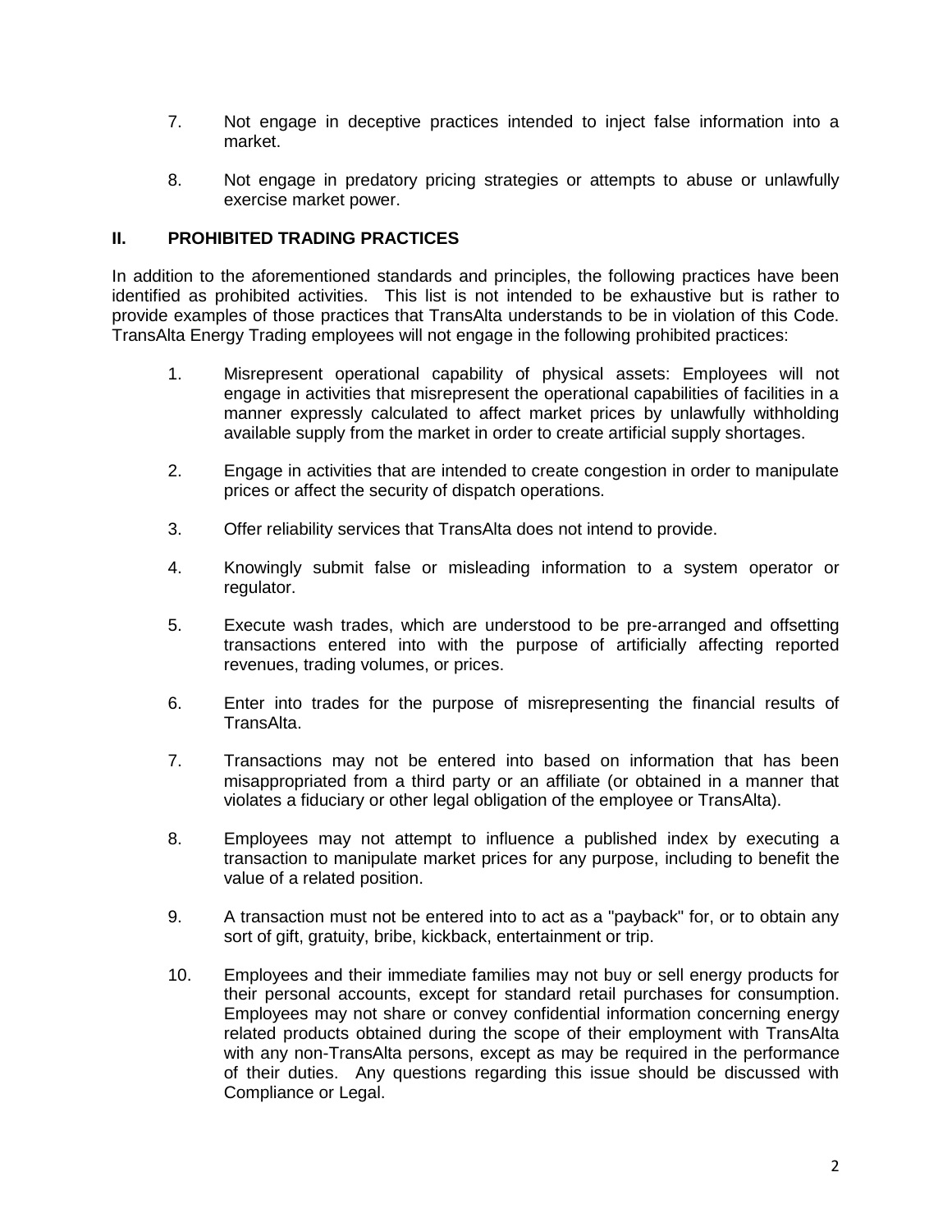7. Not engage in deceptive practices intended to inject false information into a market.

8. Not engage in predatory pricing strategies or attempts to abuse or unlawfully exercise market power.

## II. PROHIBITED TRADING PRACTICES

In addition to the aforementioned standards and principles, the following practices have been identified as prohibited activities. This list is not intended to be exhaustive but is rather to provide examples of those practices that TransAlta understands to be in violation of this Code. TransAlta Energy Trading employees will not engage in the following prohibited practices:

1. Misrepresent operational capability of physical assets: Employees will not engage in activities that misrepresent the operational capabilities of facilities in a manner expressly calculated to affect market prices by unlawfully withholding available supply from the market in order to create artificial supply shortages.

2. Engage in activities that are intended to create congestion in order to manipulate prices or affect the security of dispatch operations.

3. Offer reliability services that TransAlta does not intend to provide.

4. Knowingly submit false or misleading information to a system operator or regulator.

5. Execute wash trades, which are understood to be pre-arranged and offsetting transactions entered into with the purpose of artificially affecting reported revenues, trading volumes, or prices.

6. Enter into trades for the purpose of misrepresenting the financial results of TransAlta.

7. Transactions may not be entered into based on information that has been misappropriated from a third party or an affiliate (or obtained in a manner that violates a fiduciary or other legal obligation of the employee or TransAlta).

8. Employees may not attempt to influence a published index by executing a transaction to manipulate market prices for any purpose, including to benefit the value of a related position.

9. A transaction must not be entered into to act as a "payback" for, or to obtain any sort of gift, gratuity, bribe, kickback, entertainment or trip.

10. Employees and their immediate families may not buy or sell energy products for their personal accounts, except for standard retail purchases for consumption. Employees may not share or convey confidential information concerning energy related products obtained during the scope of their employment with TransAlta with any non-TransAlta persons, except as may be required in the performance of their duties. Any questions regarding this issue should be discussed with Compliance or Legal.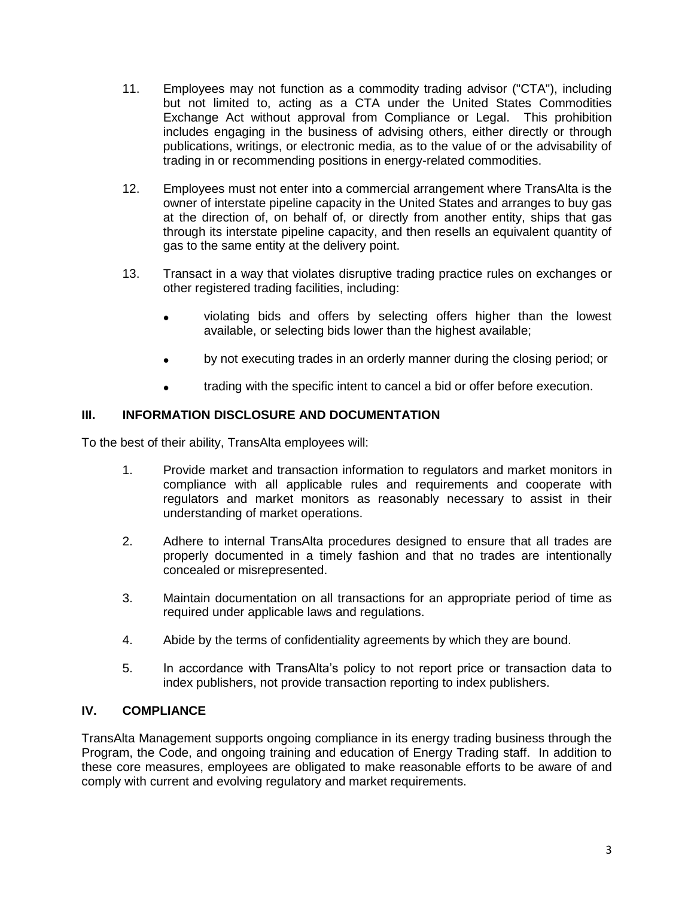11. Employees may not function as a commodity trading advisor ("CTA"), including but not limited to, acting as a CTA under the United States Commodities Exchange Act without approval from Compliance or Legal. This prohibition includes engaging in the business of advising others, either directly or through publications, writings, or electronic media, as to the value of or the advisability of trading in or recommending positions in energy-related commodities.

12. Employees must not enter into a commercial arrangement where TransAlta is the owner of interstate pipeline capacity in the United States and arranges to buy gas at the direction of, on behalf of, or directly from another entity, ships that gas through its interstate pipeline capacity, and then resells an equivalent quantity of gas to the same entity at the delivery point.

13. Transact in a way that violates disruptive trading practice rules on exchanges or other registered trading facilities, including:

    - violating bids and offers by selecting offers higher than the lowest available, or selecting bids lower than the highest available;
    - by not executing trades in an orderly manner during the closing period; or
    - trading with the specific intent to cancel a bid or offer before execution.

## III. INFORMATION DISCLOSURE AND DOCUMENTATION

To the best of their ability, TransAlta employees will:

1. Provide market and transaction information to regulators and market monitors in compliance with all applicable rules and requirements and cooperate with regulators and market monitors as reasonably necessary to assist in their understanding of market operations.

2. Adhere to internal TransAlta procedures designed to ensure that all trades are properly documented in a timely fashion and that no trades are intentionally concealed or misrepresented.

3. Maintain documentation on all transactions for an appropriate period of time as required under applicable laws and regulations.

4. Abide by the terms of confidentiality agreements by which they are bound.

5. In accordance with TransAlta's policy to not report price or transaction data to index publishers, not provide transaction reporting to index publishers.

## IV. COMPLIANCE

TransAlta Management supports ongoing compliance in its energy trading business through the Program, the Code, and ongoing training and education of Energy Trading staff. In addition to these core measures, employees are obligated to make reasonable efforts to be aware of and comply with current and evolving regulatory and market requirements.